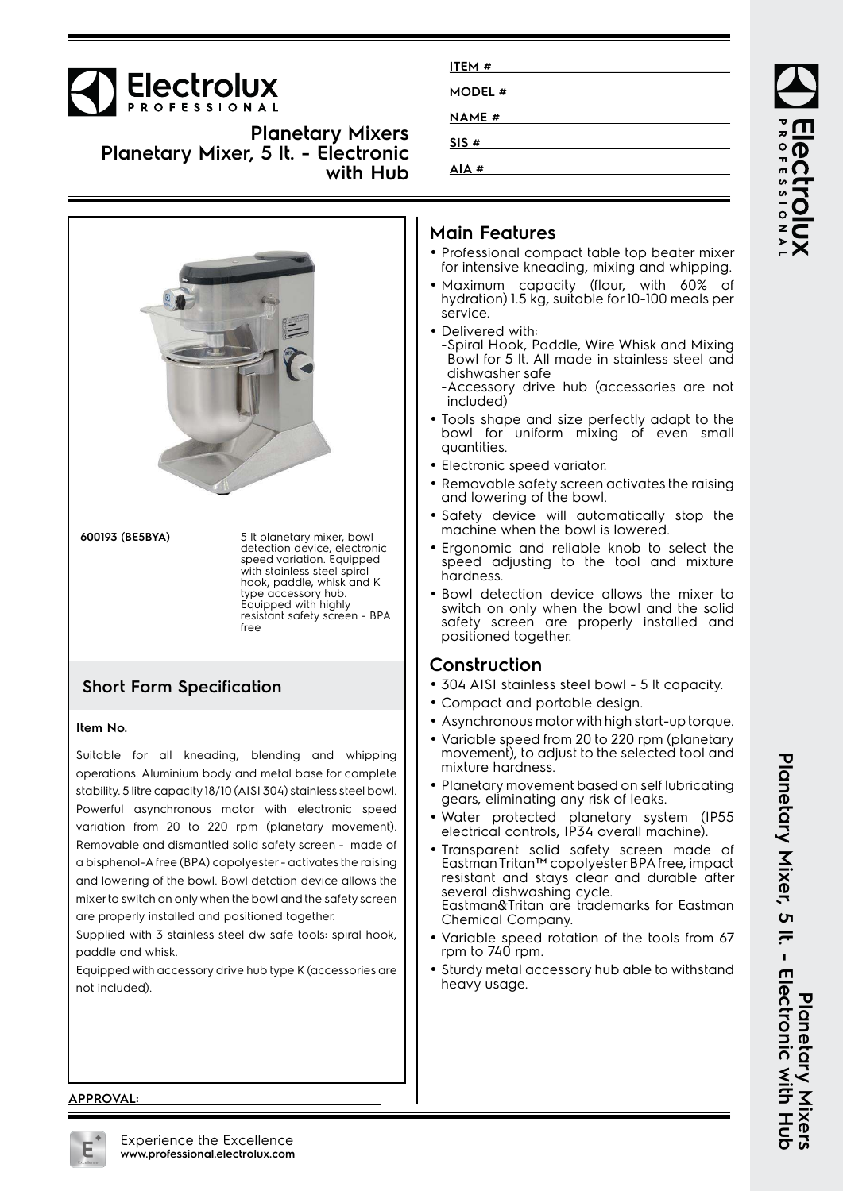# Planetary Mixers
## Planetary Mixer, 5 lt. - Electronic with Hub

ITEM #

MODEL #

NAME #

SIS #

AIA #

**600193 (BE5BYA)** 5 lt planetary mixer, bowl detection device, electronic speed variation. Equipped with stainless steel spiral hook, paddle, whisk and K type accessory hub. Equipped with highly resistant safety screen - BPA free

## Short Form Specification

**Item No.**

Suitable for all kneading, blending and whipping operations. Aluminium body and metal base for complete stability. 5 litre capacity 18/10 (AISI 304) stainless steel bowl. Powerful asynchronous motor with electronic speed variation from 20 to 220 rpm (planetary movement). Removable and dismantled solid safety screen - made of a bisphenol-A free (BPA) copolyester - activates the raising and lowering of the bowl. Bowl detction device allows the mixer to switch on only when the bowl and the safety screen are properly installed and positioned together.

Supplied with 3 stainless steel dw safe tools: spiral hook, paddle and whisk.

Equipped with accessory drive hub type K (accessories are not included).

## Main Features

- Professional compact table top beater mixer for intensive kneading, mixing and whipping.
- Maximum capacity (flour, with 60% of hydration) 1.5 kg, suitable for 10-100 meals per service.
- Delivered with:
  - -Spiral Hook, Paddle, Wire Whisk and Mixing Bowl for 5 lt. All made in stainless steel and dishwasher safe
  - -Accessory drive hub (accessories are not included)
- Tools shape and size perfectly adapt to the bowl for uniform mixing of even small quantities.
- Electronic speed variator.
- Removable safety screen activates the raising and lowering of the bowl.
- Safety device will automatically stop the machine when the bowl is lowered.
- Ergonomic and reliable knob to select the speed adjusting to the tool and mixture hardness.
- Bowl detection device allows the mixer to switch on only when the bowl and the solid safety screen are properly installed and positioned together.

## Construction

- 304 AISI stainless steel bowl - 5 lt capacity.
- Compact and portable design.
- Asynchronous motor with high start-up torque.
- Variable speed from 20 to 220 rpm (planetary movement), to adjust to the selected tool and mixture hardness.
- Planetary movement based on self lubricating gears, eliminating any risk of leaks.
- Water protected planetary system (IP55 electrical controls, IP34 overall machine).
- Transparent solid safety screen made of Eastman Tritan™ copolyester BPA free, impact resistant and stays clear and durable after several dishwashing cycle.
  Eastman&Tritan are trademarks for Eastman Chemical Company.
- Variable speed rotation of the tools from 67 rpm to 740 rpm.
- Sturdy metal accessory hub able to withstand heavy usage.

**APPROVAL:**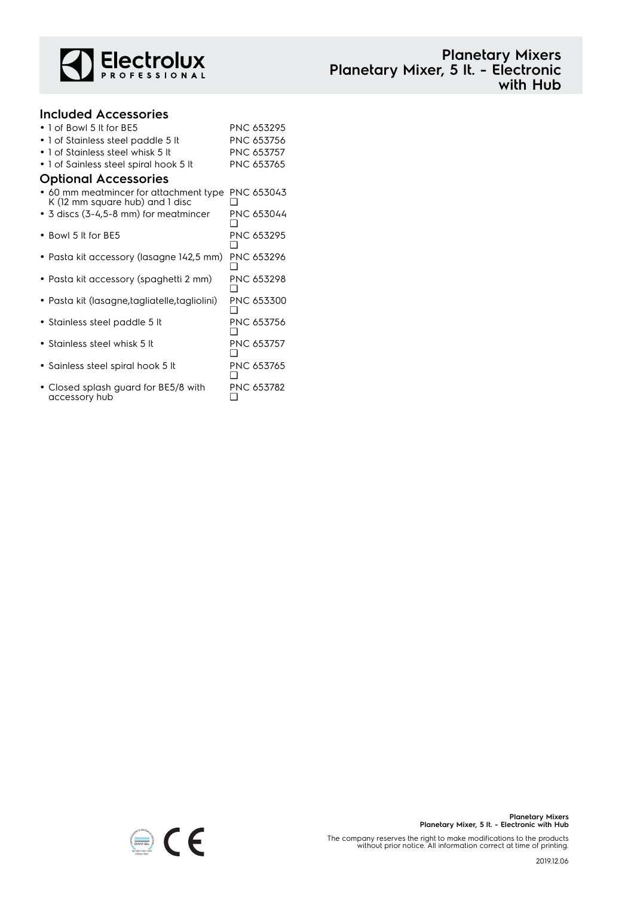# Planetary Mixers
## Planetary Mixer, 5 lt. - Electronic with Hub

### Included Accessories

- 1 of Bowl 5 lt for BE5 — PNC 653295
- 1 of Stainless steel paddle 5 lt — PNC 653756
- 1 of Stainless steel whisk 5 lt — PNC 653757
- 1 of Sainless steel spiral hook 5 lt — PNC 653765

### Optional Accessories

- 60 mm meatmincer for attachment type K (12 mm square hub) and 1 disc — PNC 653043 ❑
- 3 discs (3-4,5-8 mm) for meatmincer — PNC 653044 ❑
- Bowl 5 lt for BE5 — PNC 653295 ❑
- Pasta kit accessory (lasagne 142,5 mm) — PNC 653296 ❑
- Pasta kit accessory (spaghetti 2 mm) — PNC 653298 ❑
- Pasta kit (lasagne,tagliatelle,tagliolini) — PNC 653300 ❑
- Stainless steel paddle 5 lt — PNC 653756 ❑
- Stainless steel whisk 5 lt — PNC 653757 ❑
- Sainless steel spiral hook 5 lt — PNC 653765 ❑
- Closed splash guard for BE5/8 with accessory hub — PNC 653782 ❑

The company reserves the right to make modifications to the products without prior notice. All information correct at time of printing.

2019.12.06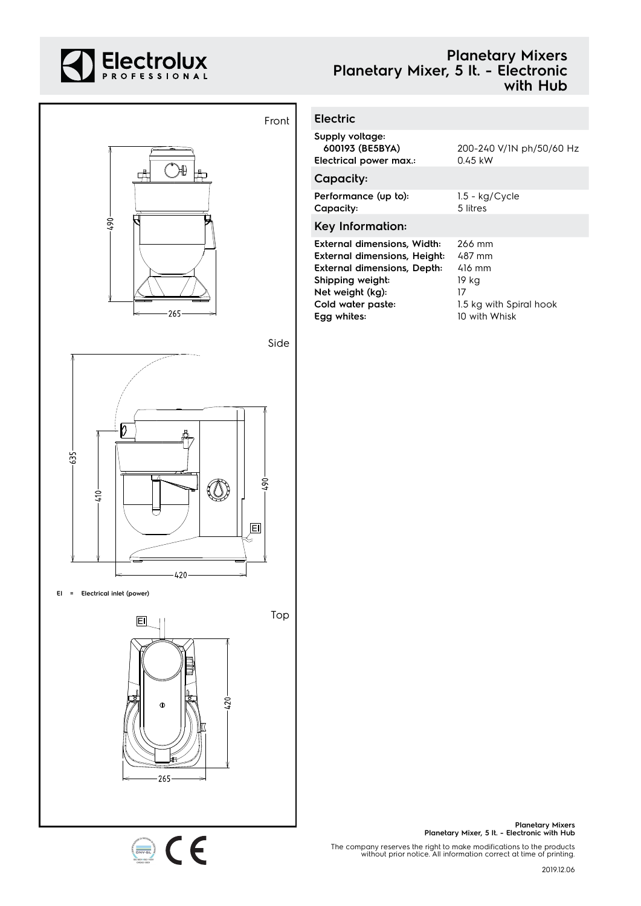# Planetary Mixers
# Planetary Mixer, 5 lt. - Electronic with Hub

Front

490

265

Side

635

410

490

420

EI = Electrical inlet (power)

Top

EI

420

265

## Electric

| | |
|---|---|
| **Supply voltage:** | |
| **600193 (BE5BYA)** | 200-240 V/1N ph/50/60 Hz |
| **Electrical power max.:** | 0.45 kW |

## Capacity:

| | |
|---|---|
| **Performance (up to):** | 1.5 - kg/Cycle |
| **Capacity:** | 5 litres |

## Key Information:

| | |
|---|---|
| **External dimensions, Width:** | 266 mm |
| **External dimensions, Height:** | 487 mm |
| **External dimensions, Depth:** | 416 mm |
| **Shipping weight:** | 19 kg |
| **Net weight (kg):** | 17 |
| **Cold water paste:** | 1.5 kg with Spiral hook |
| **Egg whites:** | 10 with Whisk |

The company reserves the right to make modifications to the products without prior notice. All information correct at time of printing.

2019.12.06